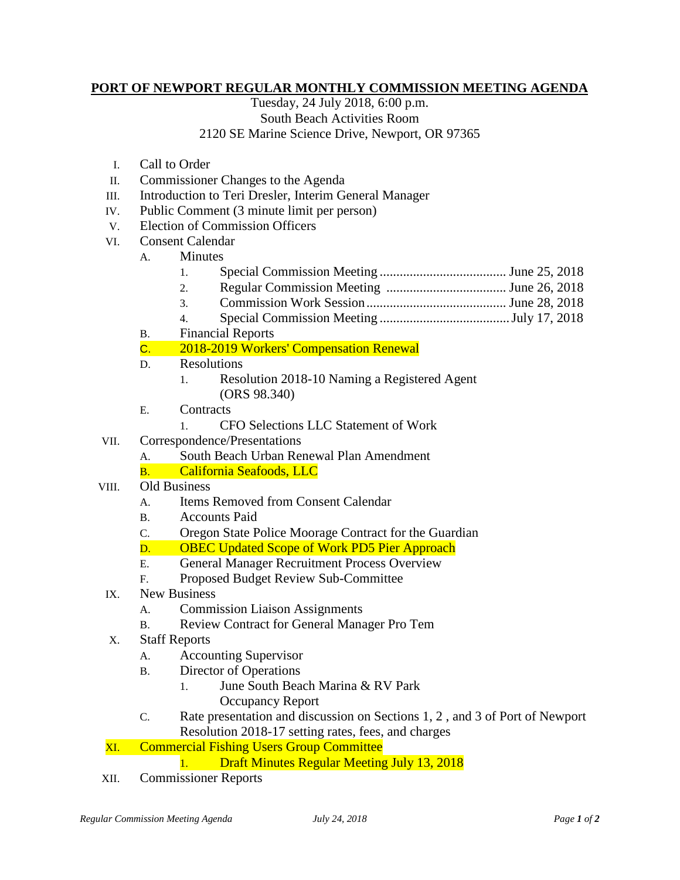## PORT OF NEWPORT REGULAR MONTHLY COMMISSION MEETING AGENDA

Tuesday, 24 July 2018, 6:00 p.m.
South Beach Activities Room
2120 SE Marine Science Drive, Newport, OR 97365

- I. Call to Order
- II. Commissioner Changes to the Agenda
- III. Introduction to Teri Dresler, Interim General Manager
- IV. Public Comment (3 minute limit per person)
- V. Election of Commission Officers
- VI. Consent Calendar
  - A. Minutes
    - 1. Special Commission Meeting ...................................... June 25, 2018
    - 2. Regular Commission Meeting .................................... June 26, 2018
    - 3. Commission Work Session .......................................... June 28, 2018
    - 4. Special Commission Meeting ....................................... July 17, 2018
  - B. Financial Reports
  - C. 2018-2019 Workers' Compensation Renewal
  - D. Resolutions
    - 1. Resolution 2018-10 Naming a Registered Agent (ORS 98.340)
  - E. Contracts
    - 1. CFO Selections LLC Statement of Work
- VII. Correspondence/Presentations
  - A. South Beach Urban Renewal Plan Amendment
  - B. California Seafoods, LLC
- VIII. Old Business
  - A. Items Removed from Consent Calendar
  - B. Accounts Paid
  - C. Oregon State Police Moorage Contract for the Guardian
  - D. OBEC Updated Scope of Work PD5 Pier Approach
  - E. General Manager Recruitment Process Overview
  - F. Proposed Budget Review Sub-Committee
- IX. New Business
  - A. Commission Liaison Assignments
  - B. Review Contract for General Manager Pro Tem
- X. Staff Reports
  - A. Accounting Supervisor
  - B. Director of Operations
    - 1. June South Beach Marina & RV Park Occupancy Report
  - C. Rate presentation and discussion on Sections 1, 2 , and 3 of Port of Newport Resolution 2018-17 setting rates, fees, and charges
- XI. Commercial Fishing Users Group Committee
  - 1. Draft Minutes Regular Meeting July 13, 2018
- XII. Commissioner Reports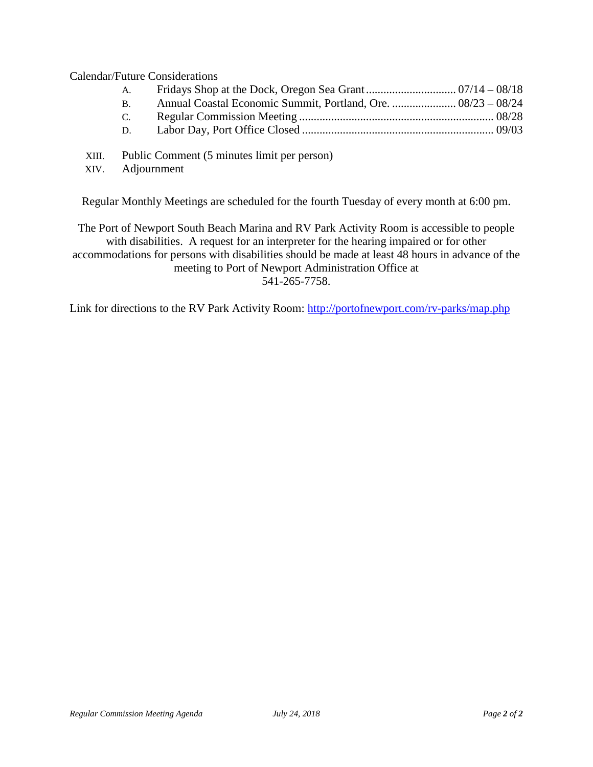Calendar/Future Considerations

A. Fridays Shop at the Dock, Oregon Sea Grant .............................. 07/14 – 08/18
B. Annual Coastal Economic Summit, Portland, Ore. ...................... 08/23 – 08/24
C. Regular Commission Meeting ................................................................... 08/28
D. Labor Day, Port Office Closed ................................................................. 09/03

XIII. Public Comment (5 minutes limit per person)

XIV. Adjournment

Regular Monthly Meetings are scheduled for the fourth Tuesday of every month at 6:00 pm.

The Port of Newport South Beach Marina and RV Park Activity Room is accessible to people with disabilities. A request for an interpreter for the hearing impaired or for other accommodations for persons with disabilities should be made at least 48 hours in advance of the meeting to Port of Newport Administration Office at 541-265-7758.

Link for directions to the RV Park Activity Room: http://portofnewport.com/rv-parks/map.php